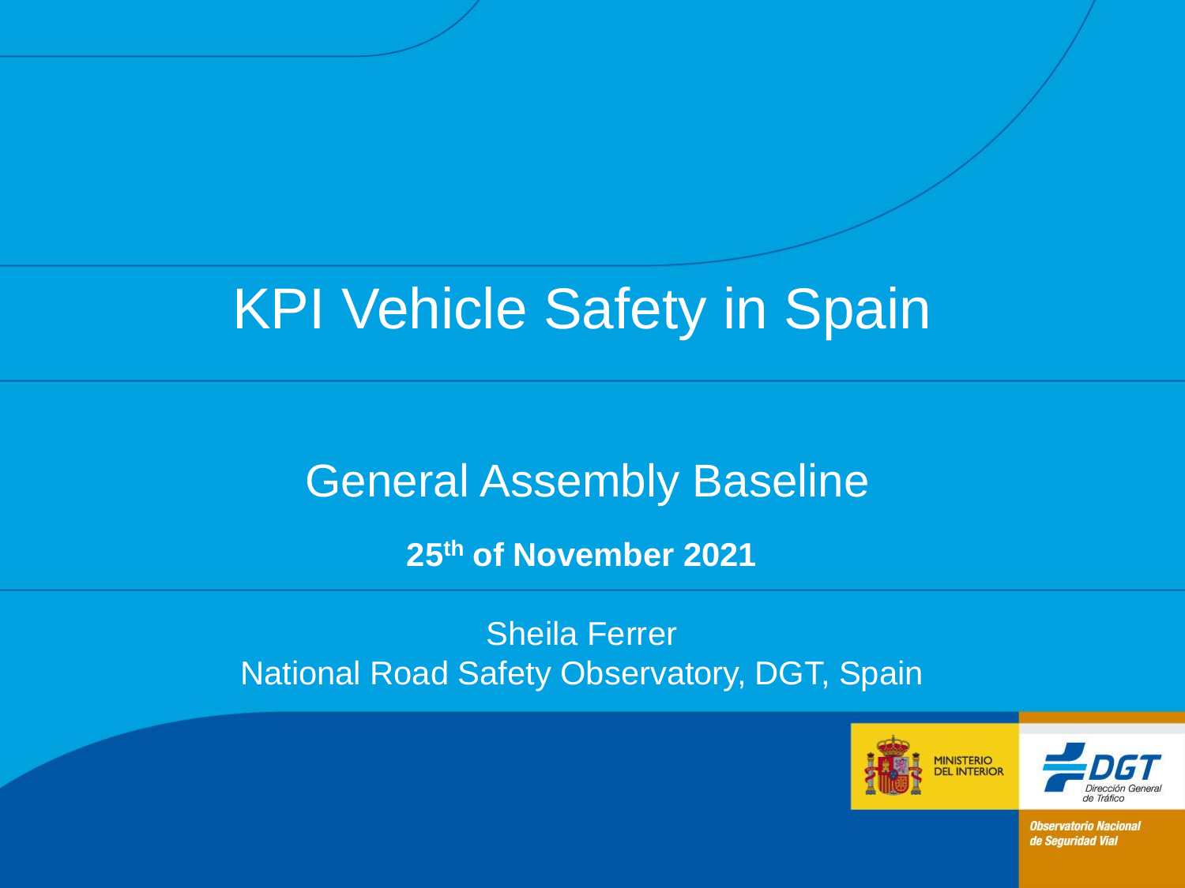# KPI Vehicle Safety in Spain

## General Assembly Baseline

**25th of November 2021**

Sheila Ferrer
National Road Safety Observatory, DGT, Spain

MINISTERIO DEL INTERIOR

DGT Dirección General de Tráfico

*Observatorio Nacional de Seguridad Vial*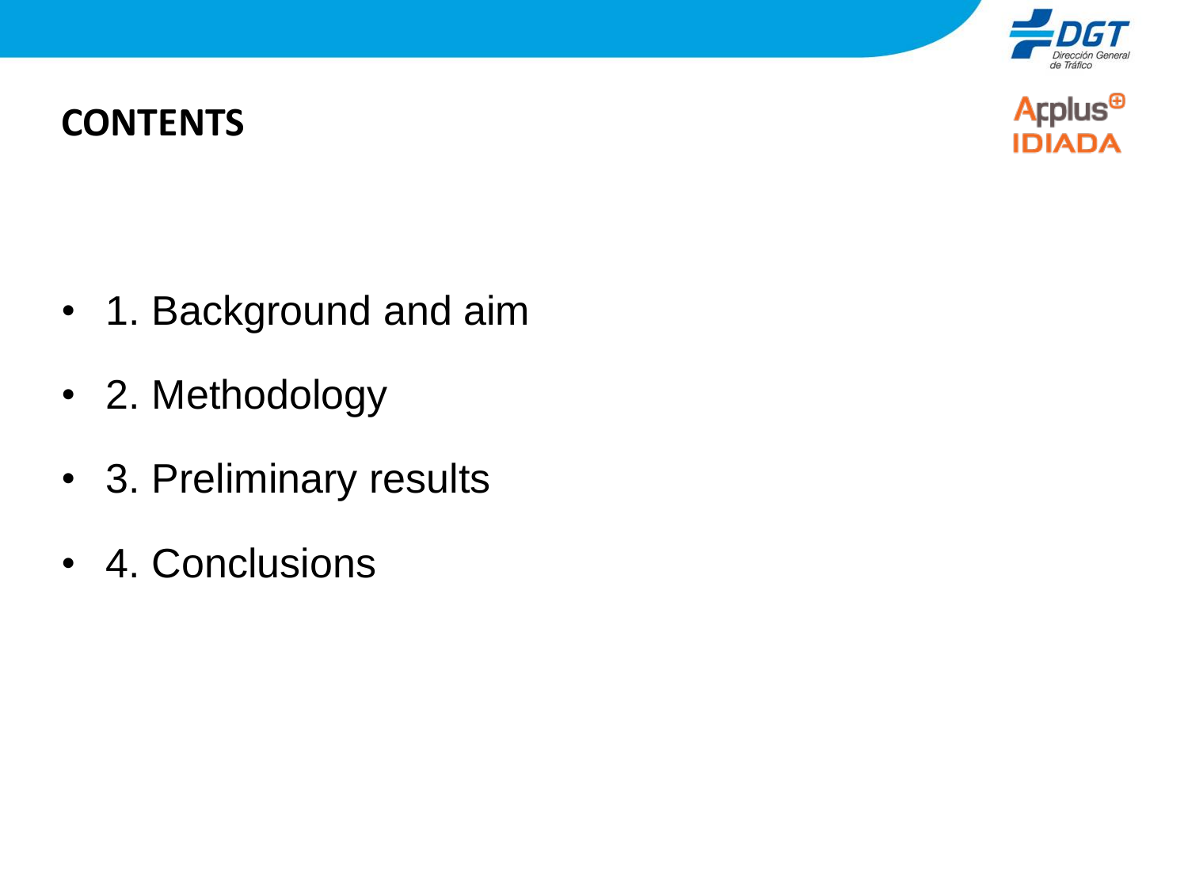# CONTENTS

- 1. Background and aim
- 2. Methodology
- 3. Preliminary results
- 4. Conclusions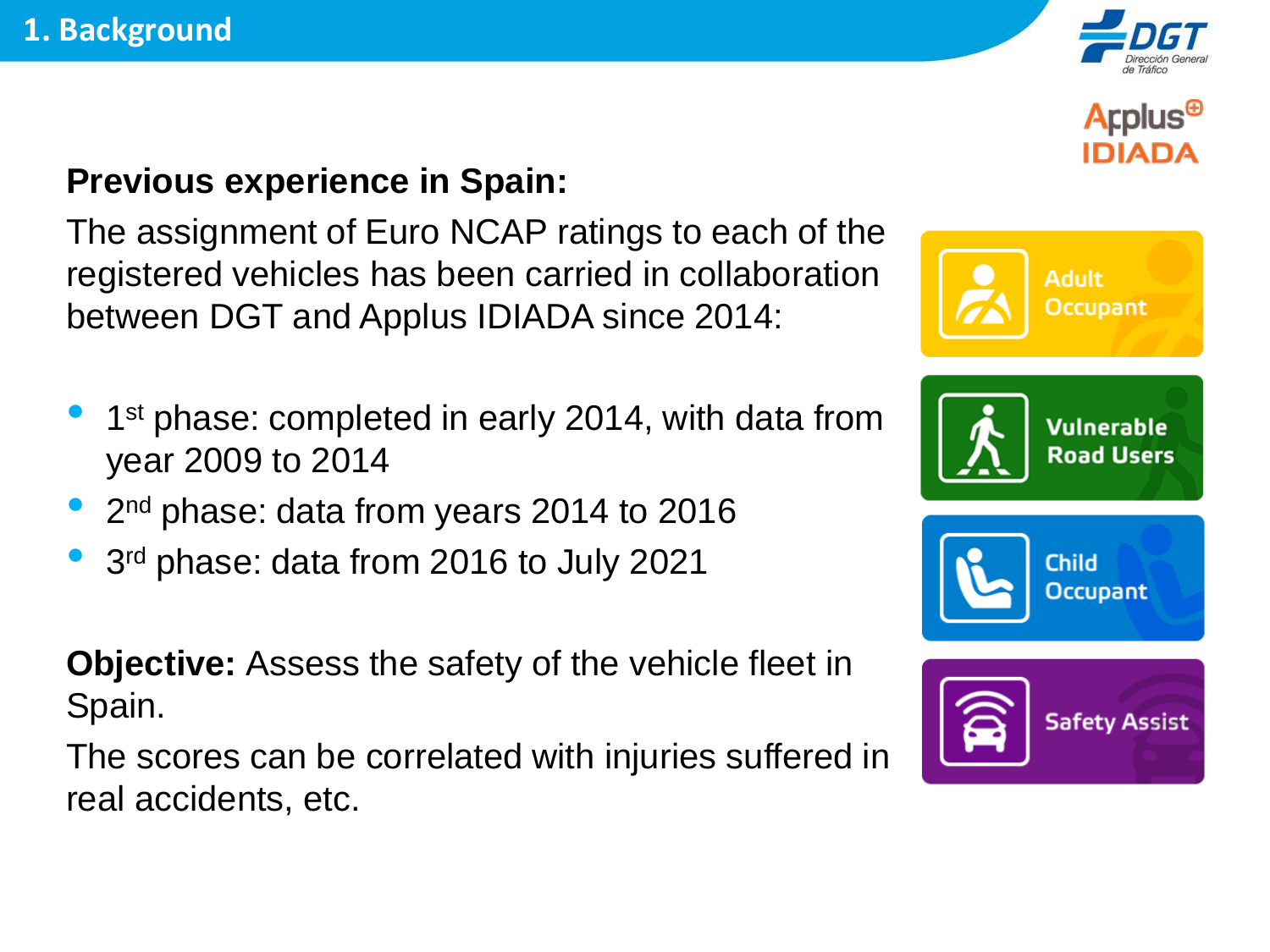# 1. Background

**Previous experience in Spain:**

The assignment of Euro NCAP ratings to each of the registered vehicles has been carried in collaboration between DGT and Applus IDIADA since 2014:

- 1st phase: completed in early 2014, with data from year 2009 to 2014
- 2nd phase: data from years 2014 to 2016
- 3rd phase: data from 2016 to July 2021

**Objective:** Assess the safety of the vehicle fleet in Spain.

The scores can be correlated with injuries suffered in real accidents, etc.

Adult Occupant

Vulnerable Road Users

Child Occupant

Safety Assist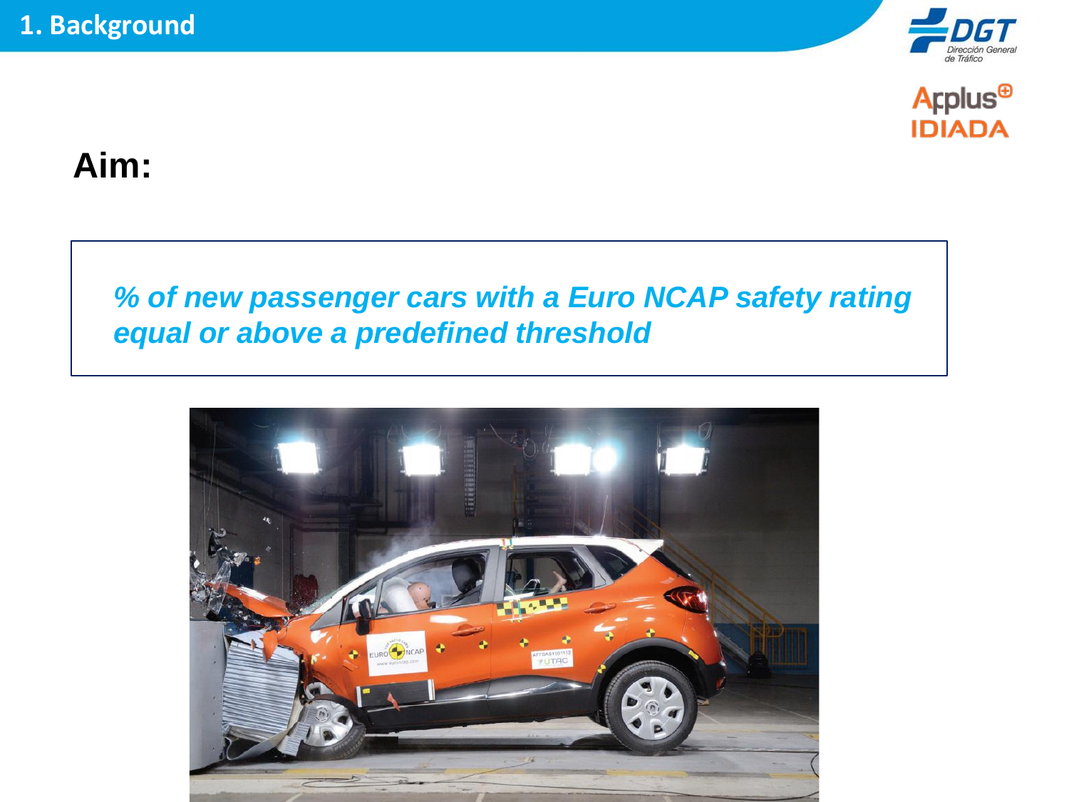# 1. Background

**Aim:**

*% of new passenger cars with a Euro NCAP safety rating equal or above a predefined threshold*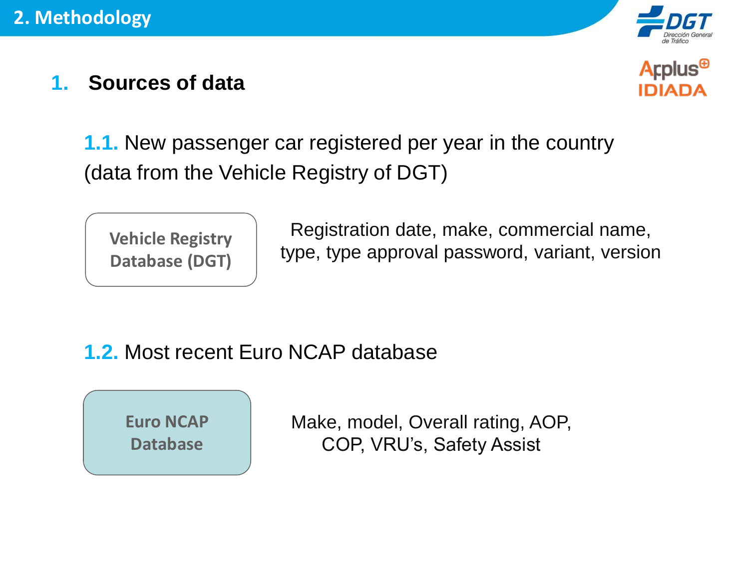# 2. Methodology

## 1. Sources of data

### 1.1. New passenger car registered per year in the country (data from the Vehicle Registry of DGT)

**Vehicle Registry Database (DGT)**

Registration date, make, commercial name, type, type approval password, variant, version

### 1.2. Most recent Euro NCAP database

**Euro NCAP Database**

Make, model, Overall rating, AOP, COP, VRU's, Safety Assist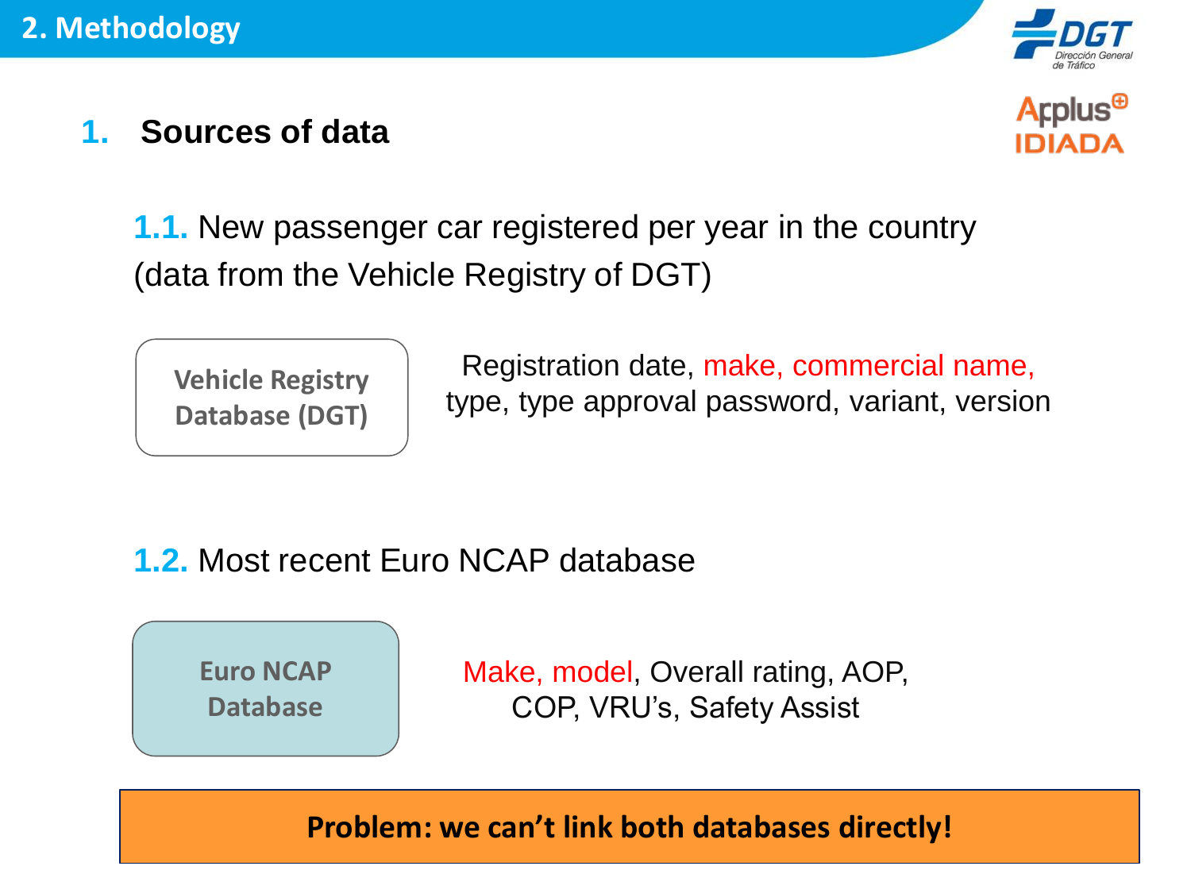## 2. Methodology

### 1. Sources of data

**1.1.** New passenger car registered per year in the country (data from the Vehicle Registry of DGT)

**Vehicle Registry Database (DGT)**

Registration date, make, commercial name, type, type approval password, variant, version

**1.2.** Most recent Euro NCAP database

**Euro NCAP Database**

Make, model, Overall rating, AOP, COP, VRU's, Safety Assist

**Problem: we can't link both databases directly!**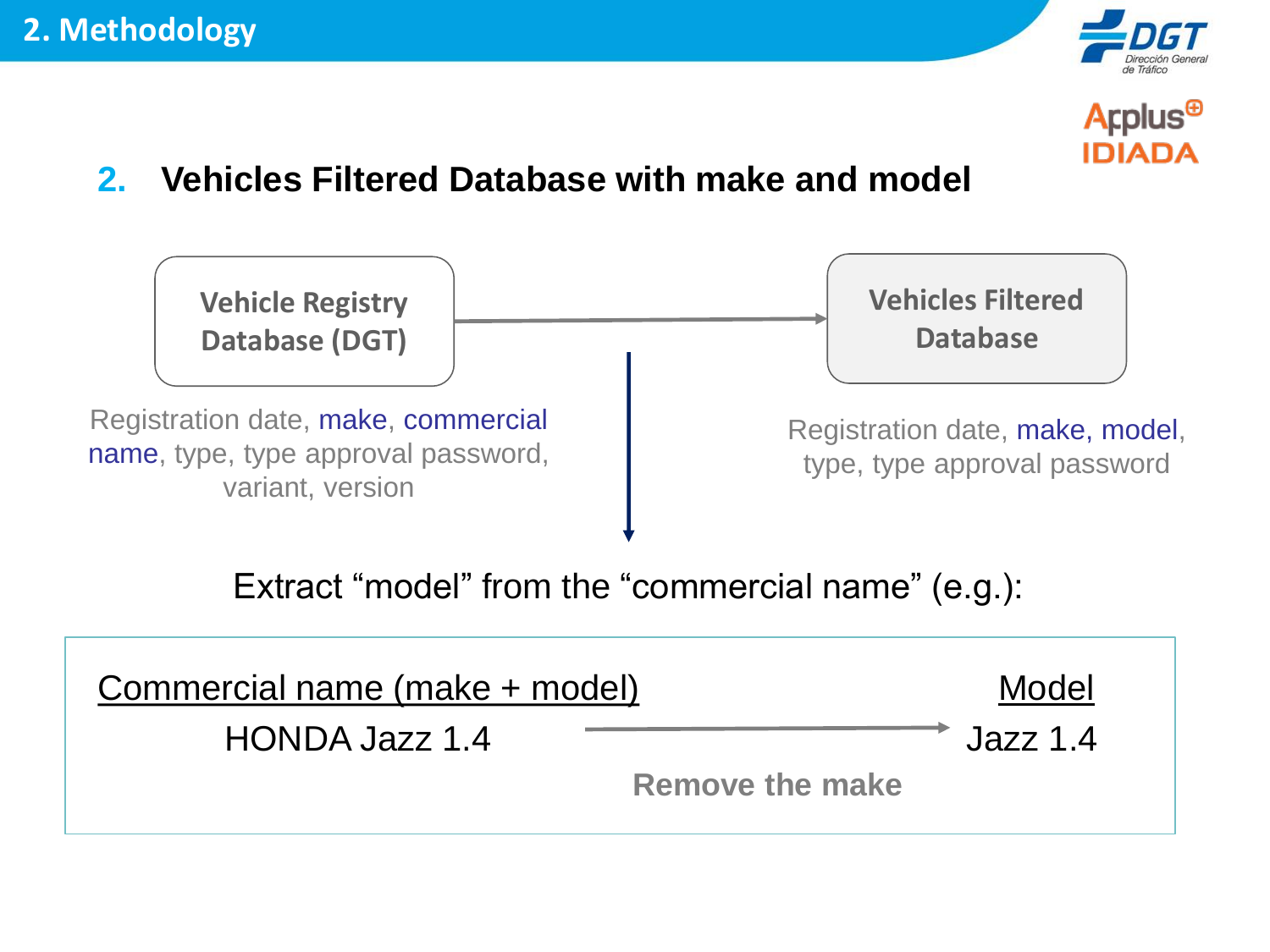## 2. Methodology

### 2. Vehicles Filtered Database with make and model

**Vehicle Registry Database (DGT)** → **Vehicles Filtered Database**

Registration date, make, commercial name, type, type approval password, variant, version

Registration date, make, model, type, type approval password

Extract "model" from the "commercial name" (e.g.):

| Commercial name (make + model) | | Model |
|---|---|---|
| HONDA Jazz 1.4 | → **Remove the make** | Jazz 1.4 |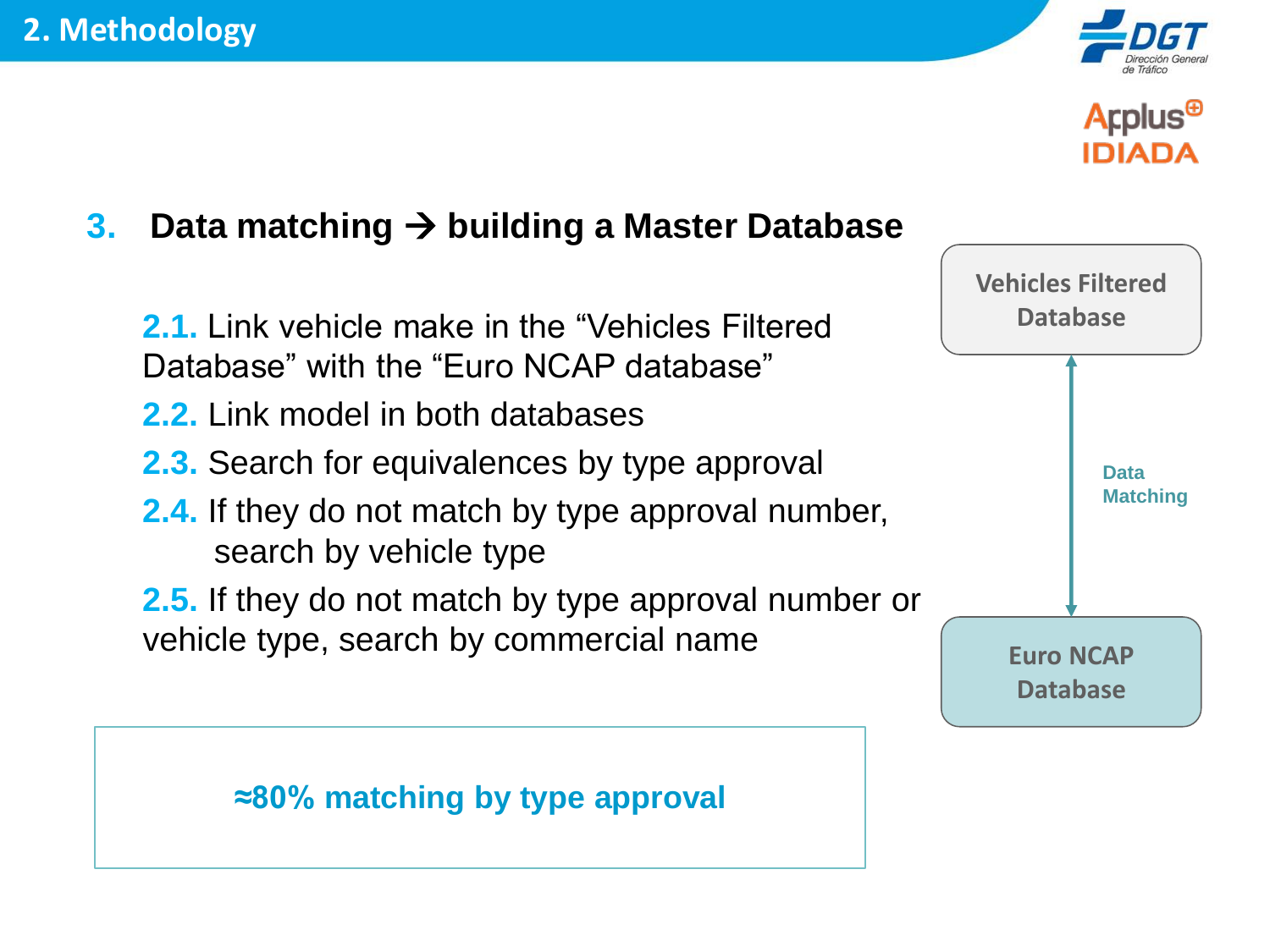## 2. Methodology

### 3. Data matching → building a Master Database

**2.1.** Link vehicle make in the “Vehicles Filtered Database” with the “Euro NCAP database”

**2.2.** Link model in both databases

**2.3.** Search for equivalences by type approval

**2.4.** If they do not match by type approval number, search by vehicle type

**2.5.** If they do not match by type approval number or vehicle type, search by commercial name

Vehicles Filtered Database

Data Matching

Euro NCAP Database

**≈80% matching by type approval**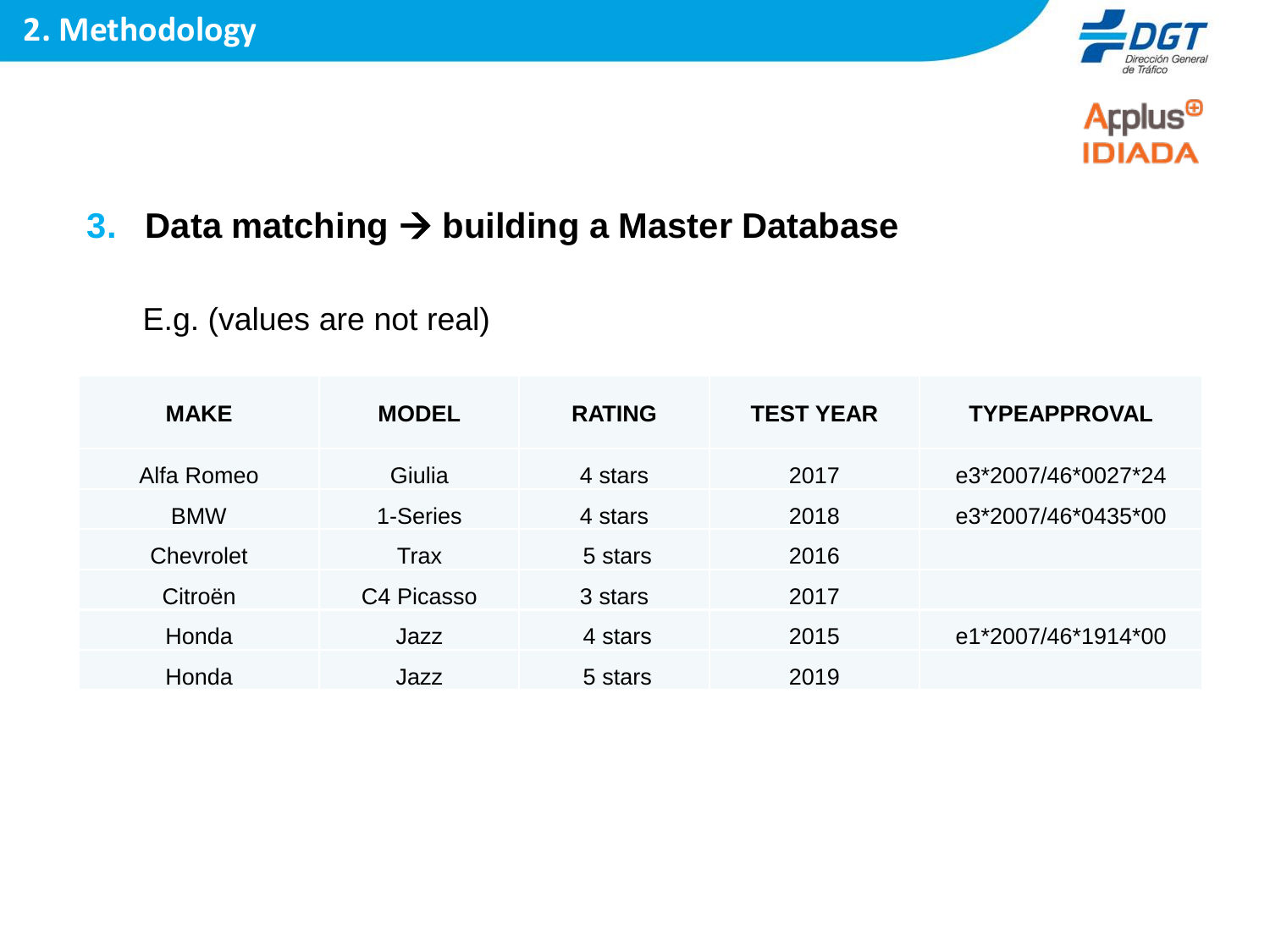## 2. Methodology

### 3. Data matching → building a Master Database

E.g. (values are not real)

| MAKE | MODEL | RATING | TEST YEAR | TYPEAPPROVAL |
|---|---|---|---|---|
| Alfa Romeo | Giulia | 4 stars | 2017 | e3*2007/46*0027*24 |
| BMW | 1-Series | 4 stars | 2018 | e3*2007/46*0435*00 |
| Chevrolet | Trax | 5 stars | 2016 | |
| Citroën | C4 Picasso | 3 stars | 2017 | |
| Honda | Jazz | 4 stars | 2015 | e1*2007/46*1914*00 |
| Honda | Jazz | 5 stars | 2019 | |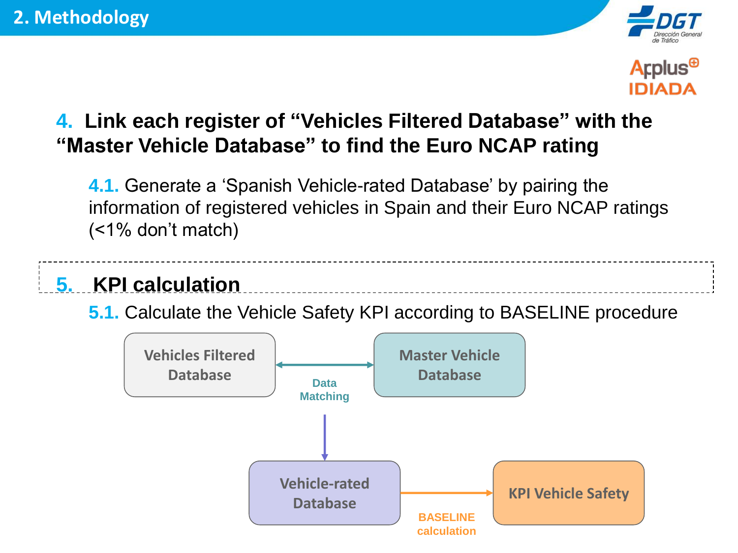## 2. Methodology

### 4. Link each register of "Vehicles Filtered Database" with the "Master Vehicle Database" to find the Euro NCAP rating

**4.1.** Generate a 'Spanish Vehicle-rated Database' by pairing the information of registered vehicles in Spain and their Euro NCAP ratings (<1% don't match)

### 5. KPI calculation

**5.1.** Calculate the Vehicle Safety KPI according to BASELINE procedure

Vehicles Filtered Database ↔ Master Vehicle Database (Data Matching)

↓

Vehicle-rated Database → KPI Vehicle Safety (BASELINE calculation)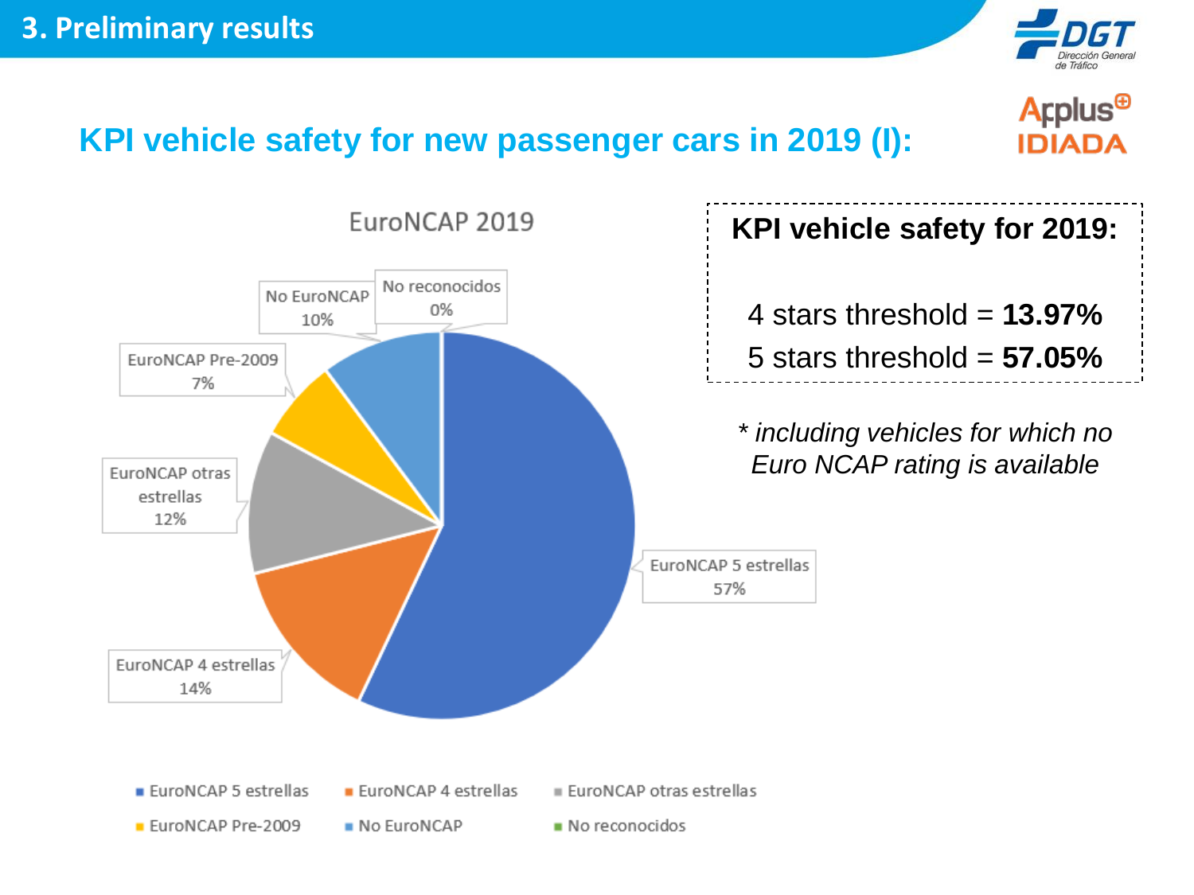## 3. Preliminary results

### KPI vehicle safety for new passenger cars in 2019 (I):

**EuroNCAP 2019**

| Category | Share |
| --- | --- |
| EuroNCAP 5 estrellas | 57% |
| EuroNCAP 4 estrellas | 14% |
| EuroNCAP otras estrellas | 12% |
| EuroNCAP Pre-2009 | 7% |
| No EuroNCAP | 10% |
| No reconocidos | 0% |

**KPI vehicle safety for 2019:**

4 stars threshold = **13.97%**

5 stars threshold = **57.05%**

*\* including vehicles for which no Euro NCAP rating is available*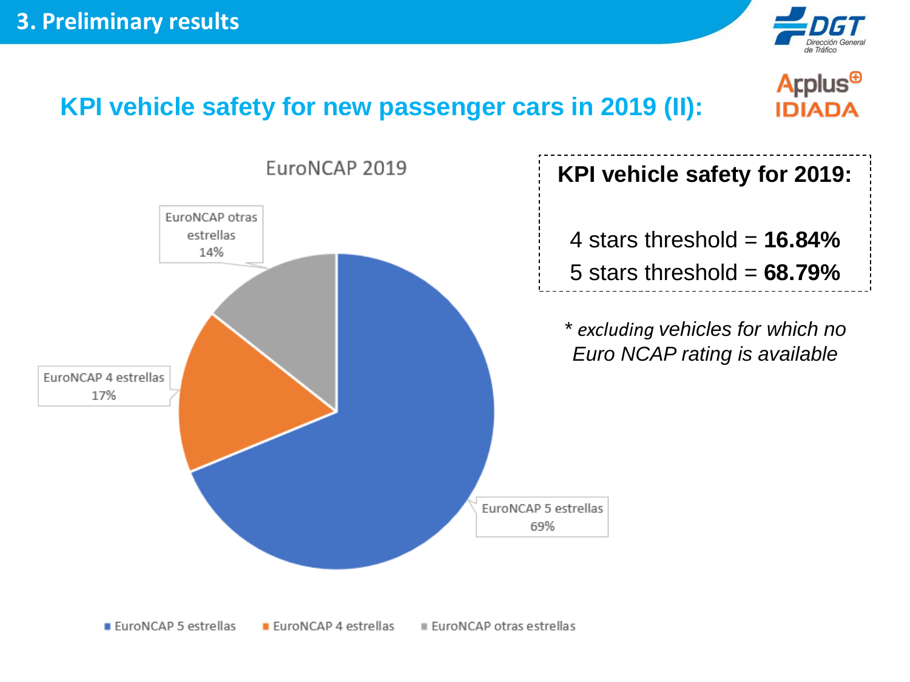# 3. Preliminary results

## KPI vehicle safety for new passenger cars in 2019 (II):

EuroNCAP 2019

EuroNCAP otras estrellas 14%

EuroNCAP 4 estrellas 17%

EuroNCAP 5 estrellas 69%

EuroNCAP 5 estrellas | EuroNCAP 4 estrellas | EuroNCAP otras estrellas

**KPI vehicle safety for 2019:**

4 stars threshold = **16.84%**

5 stars threshold = **68.79%**

*\* excluding vehicles for which no Euro NCAP rating is available*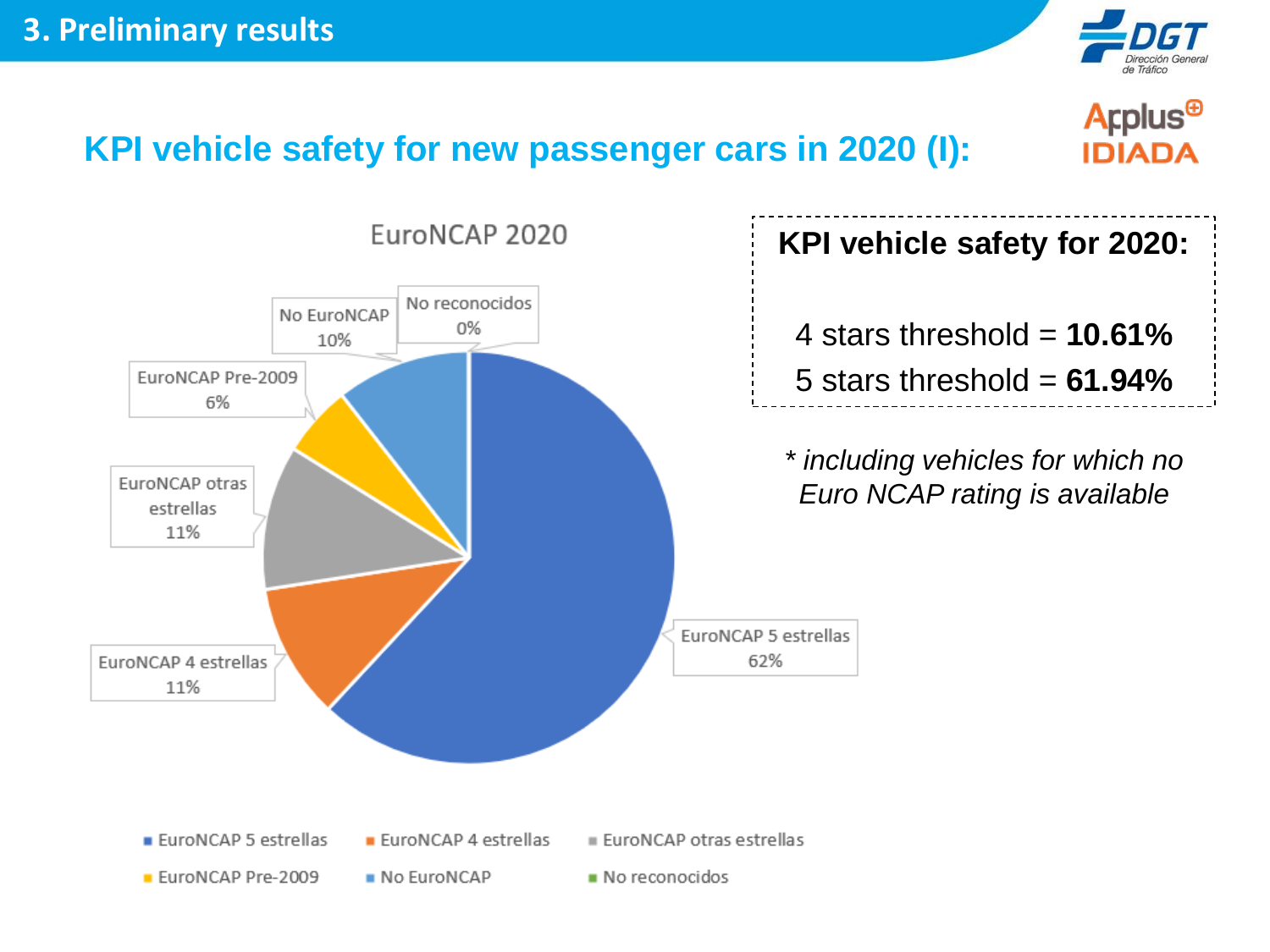## 3. Preliminary results

### KPI vehicle safety for new passenger cars in 2020 (I):

**EuroNCAP 2020**

| Category | Share |
|---|---|
| EuroNCAP 5 estrellas | 62% |
| EuroNCAP 4 estrellas | 11% |
| EuroNCAP otras estrellas | 11% |
| EuroNCAP Pre-2009 | 6% |
| No EuroNCAP | 10% |
| No reconocidos | 0% |

**KPI vehicle safety for 2020:**

4 stars threshold = **10.61%**

5 stars threshold = **61.94%**

*\* including vehicles for which no Euro NCAP rating is available*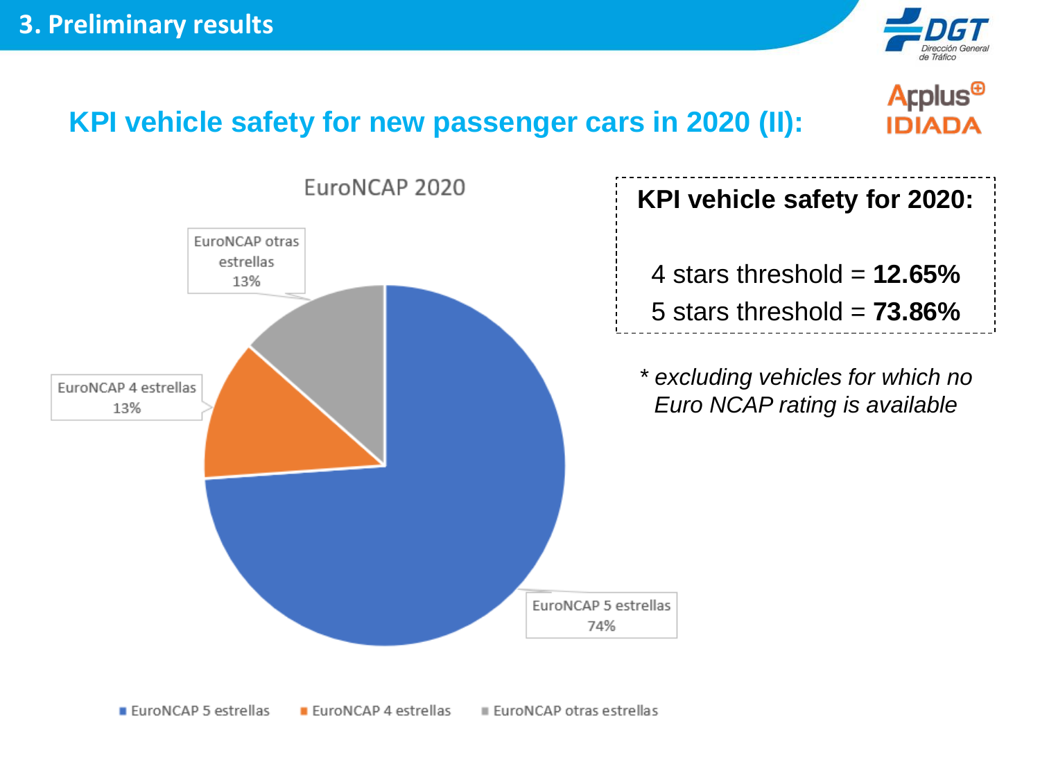## 3. Preliminary results

### KPI vehicle safety for new passenger cars in 2020 (II):

EuroNCAP 2020

- EuroNCAP 5 estrellas: 74%
- EuroNCAP 4 estrellas: 13%
- EuroNCAP otras estrellas: 13%

**KPI vehicle safety for 2020:**

4 stars threshold = **12.65%**

5 stars threshold = **73.86%**

*\* excluding vehicles for which no Euro NCAP rating is available*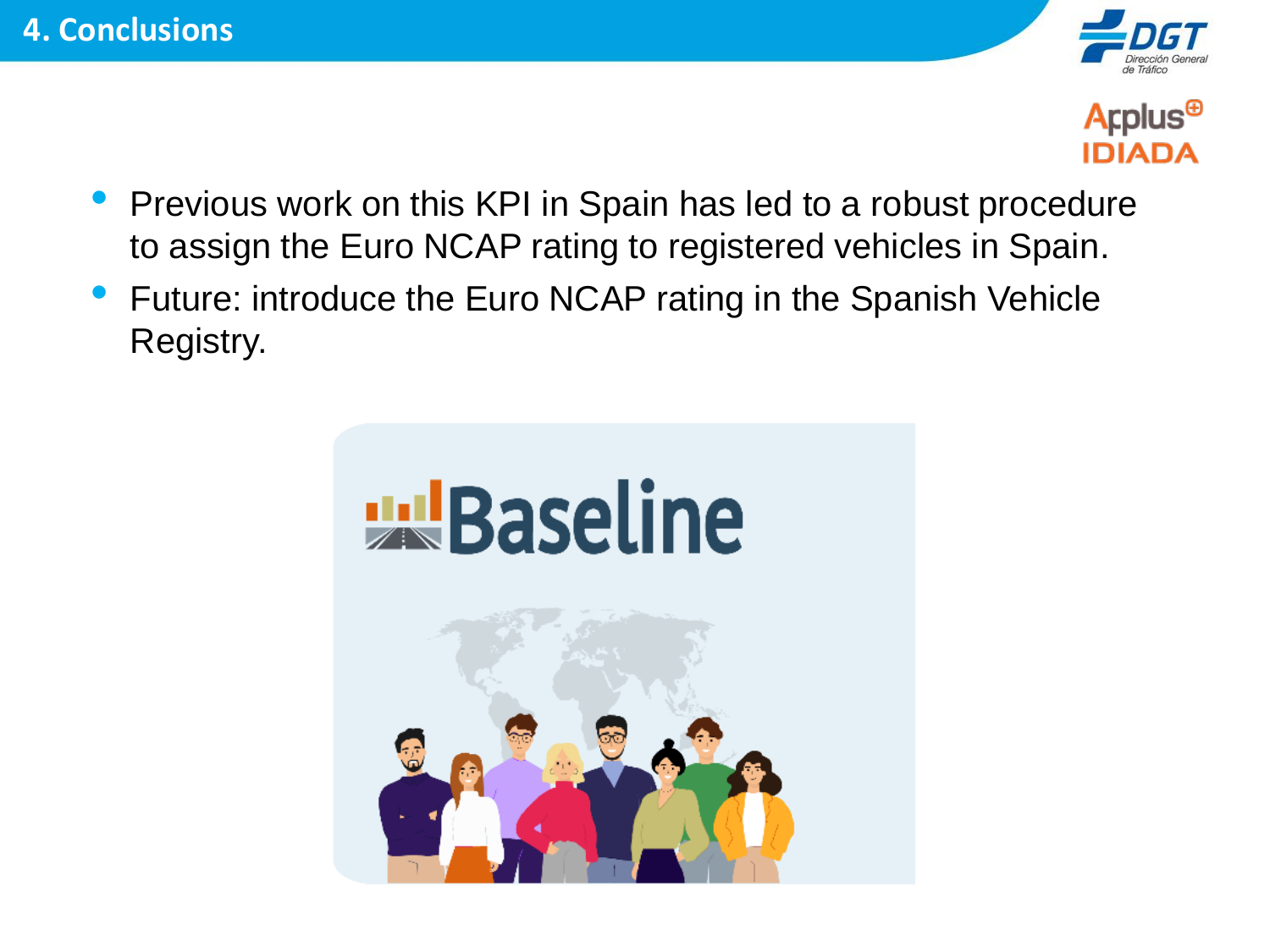# 4. Conclusions

- Previous work on this KPI in Spain has led to a robust procedure to assign the Euro NCAP rating to registered vehicles in Spain.
- Future: introduce the Euro NCAP rating in the Spanish Vehicle Registry.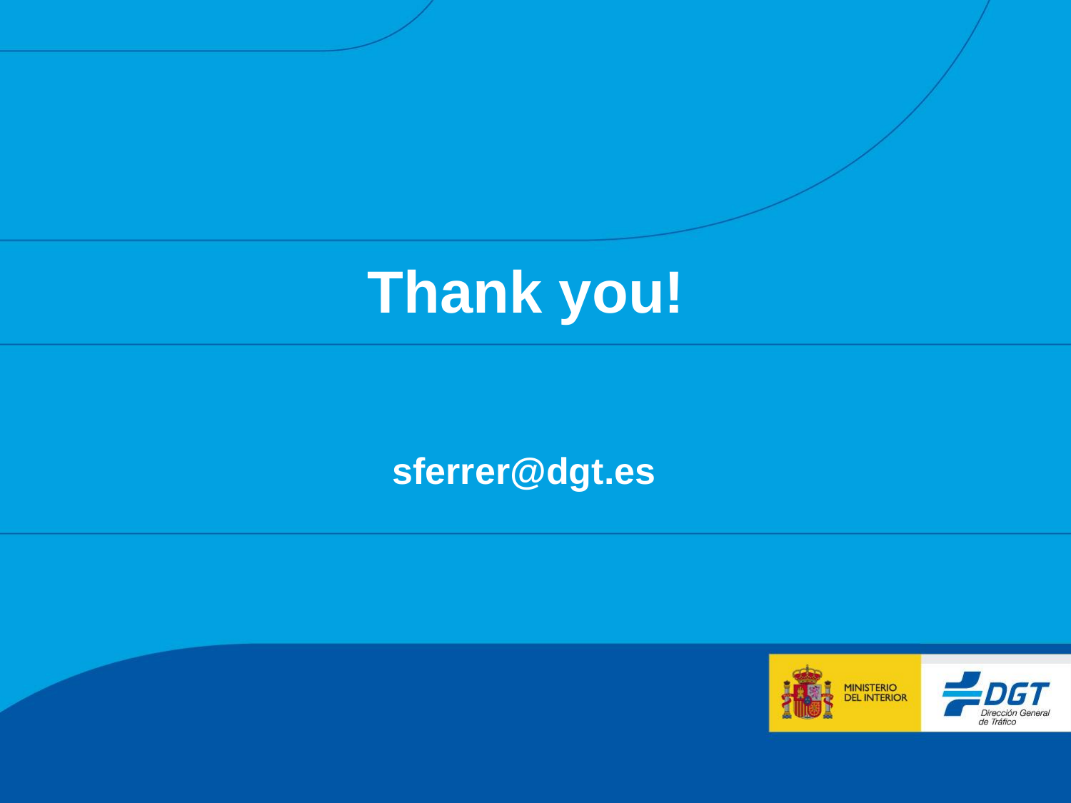# Thank you!

**sferrer@dgt.es**

MINISTERIO DEL INTERIOR

DGT Dirección General de Tráfico